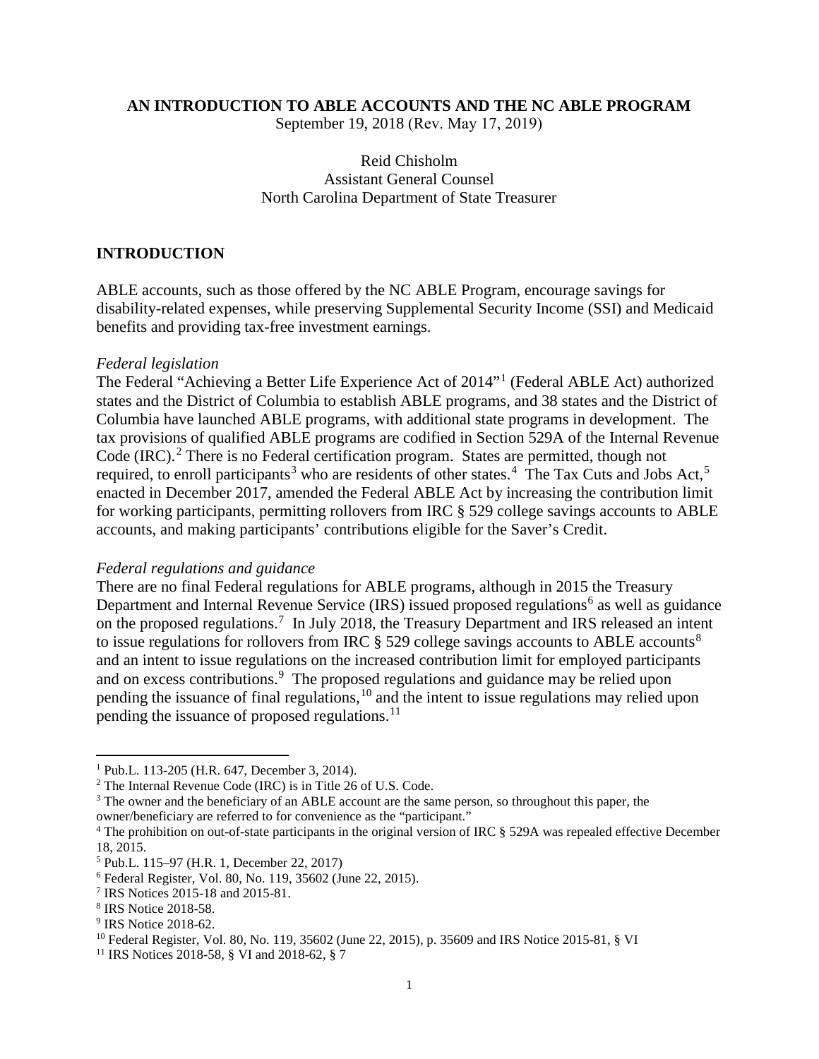# AN INTRODUCTION TO ABLE ACCOUNTS AND THE NC ABLE PROGRAM

September 19, 2018 (Rev. May 17, 2019)

Reid Chisholm
Assistant General Counsel
North Carolina Department of State Treasurer

## INTRODUCTION

ABLE accounts, such as those offered by the NC ABLE Program, encourage savings for disability-related expenses, while preserving Supplemental Security Income (SSI) and Medicaid benefits and providing tax-free investment earnings.

*Federal legislation*

The Federal "Achieving a Better Life Experience Act of 2014"[1] (Federal ABLE Act) authorized states and the District of Columbia to establish ABLE programs, and 38 states and the District of Columbia have launched ABLE programs, with additional state programs in development. The tax provisions of qualified ABLE programs are codified in Section 529A of the Internal Revenue Code (IRC).[2] There is no Federal certification program. States are permitted, though not required, to enroll participants[3] who are residents of other states.[4] The Tax Cuts and Jobs Act,[5] enacted in December 2017, amended the Federal ABLE Act by increasing the contribution limit for working participants, permitting rollovers from IRC § 529 college savings accounts to ABLE accounts, and making participants' contributions eligible for the Saver's Credit.

*Federal regulations and guidance*

There are no final Federal regulations for ABLE programs, although in 2015 the Treasury Department and Internal Revenue Service (IRS) issued proposed regulations[6] as well as guidance on the proposed regulations.[7] In July 2018, the Treasury Department and IRS released an intent to issue regulations for rollovers from IRC § 529 college savings accounts to ABLE accounts[8] and an intent to issue regulations on the increased contribution limit for employed participants and on excess contributions.[9] The proposed regulations and guidance may be relied upon pending the issuance of final regulations,[10] and the intent to issue regulations may relied upon pending the issuance of proposed regulations.[11]

---

[1] Pub.L. 113-205 (H.R. 647, December 3, 2014).

[2] The Internal Revenue Code (IRC) is in Title 26 of U.S. Code.

[3] The owner and the beneficiary of an ABLE account are the same person, so throughout this paper, the owner/beneficiary are referred to for convenience as the "participant."

[4] The prohibition on out-of-state participants in the original version of IRC § 529A was repealed effective December 18, 2015.

[5] Pub.L. 115–97 (H.R. 1, December 22, 2017)

[6] Federal Register, Vol. 80, No. 119, 35602 (June 22, 2015).

[7] IRS Notices 2015-18 and 2015-81.

[8] IRS Notice 2018-58.

[9] IRS Notice 2018-62.

[10] Federal Register, Vol. 80, No. 119, 35602 (June 22, 2015), p. 35609 and IRS Notice 2015-81, § VI

[11] IRS Notices 2018-58, § VI and 2018-62, § 7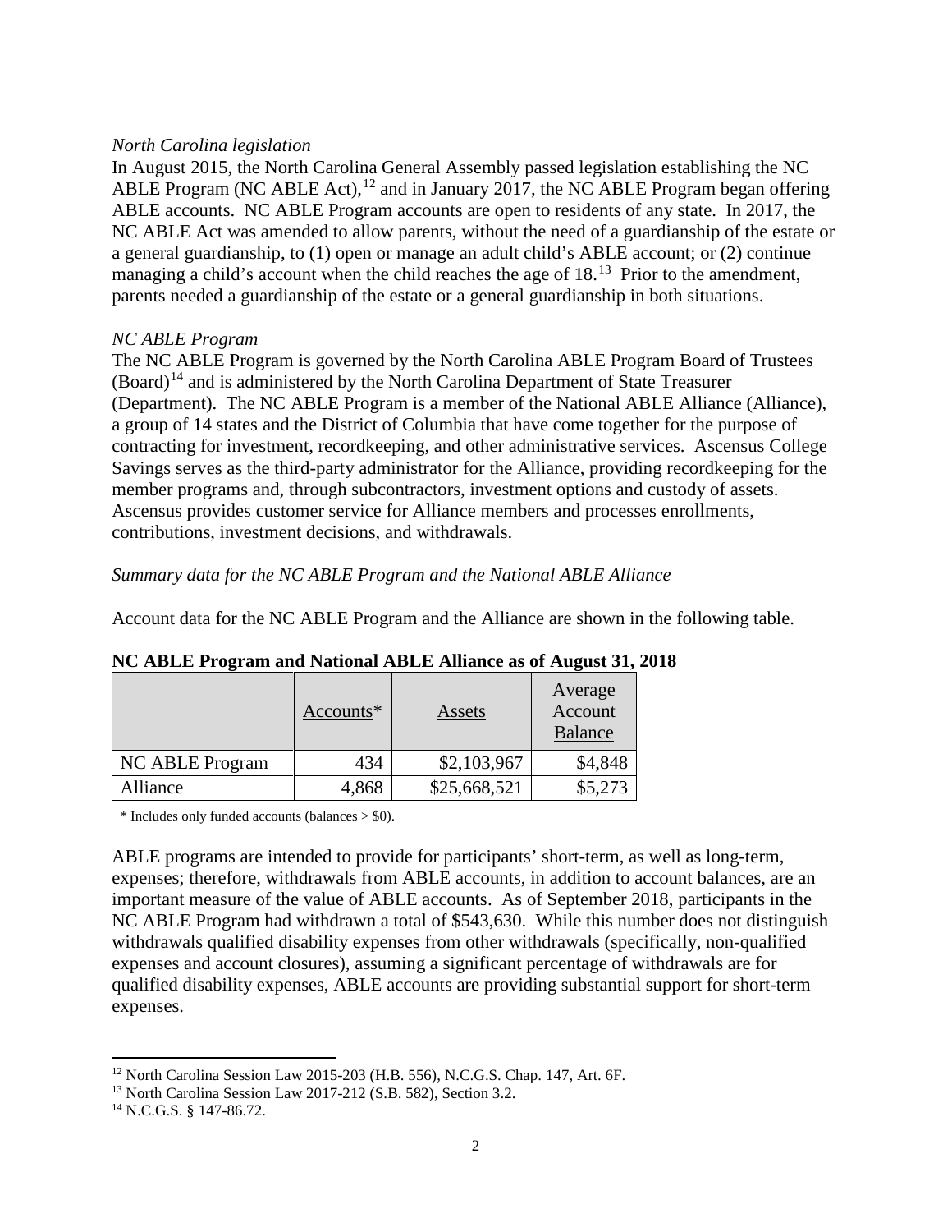*North Carolina legislation*

In August 2015, the North Carolina General Assembly passed legislation establishing the NC ABLE Program (NC ABLE Act),[12] and in January 2017, the NC ABLE Program began offering ABLE accounts. NC ABLE Program accounts are open to residents of any state. In 2017, the NC ABLE Act was amended to allow parents, without the need of a guardianship of the estate or a general guardianship, to (1) open or manage an adult child's ABLE account; or (2) continue managing a child's account when the child reaches the age of 18.[13] Prior to the amendment, parents needed a guardianship of the estate or a general guardianship in both situations.

*NC ABLE Program*

The NC ABLE Program is governed by the North Carolina ABLE Program Board of Trustees (Board)[14] and is administered by the North Carolina Department of State Treasurer (Department). The NC ABLE Program is a member of the National ABLE Alliance (Alliance), a group of 14 states and the District of Columbia that have come together for the purpose of contracting for investment, recordkeeping, and other administrative services. Ascensus College Savings serves as the third-party administrator for the Alliance, providing recordkeeping for the member programs and, through subcontractors, investment options and custody of assets. Ascensus provides customer service for Alliance members and processes enrollments, contributions, investment decisions, and withdrawals.

*Summary data for the NC ABLE Program and the National ABLE Alliance*

Account data for the NC ABLE Program and the Alliance are shown in the following table.

**NC ABLE Program and National ABLE Alliance as of August 31, 2018**

| | Accounts* | Assets | Average Account Balance |
|---|---|---|---|
| NC ABLE Program | 434 | $2,103,967 | $4,848 |
| Alliance | 4,868 | $25,668,521 | $5,273 |

\* Includes only funded accounts (balances > $0).

ABLE programs are intended to provide for participants' short-term, as well as long-term, expenses; therefore, withdrawals from ABLE accounts, in addition to account balances, are an important measure of the value of ABLE accounts. As of September 2018, participants in the NC ABLE Program had withdrawn a total of $543,630. While this number does not distinguish withdrawals qualified disability expenses from other withdrawals (specifically, non-qualified expenses and account closures), assuming a significant percentage of withdrawals are for qualified disability expenses, ABLE accounts are providing substantial support for short-term expenses.

---

[12] North Carolina Session Law 2015-203 (H.B. 556), N.C.G.S. Chap. 147, Art. 6F.

[13] North Carolina Session Law 2017-212 (S.B. 582), Section 3.2.

[14] N.C.G.S. § 147-86.72.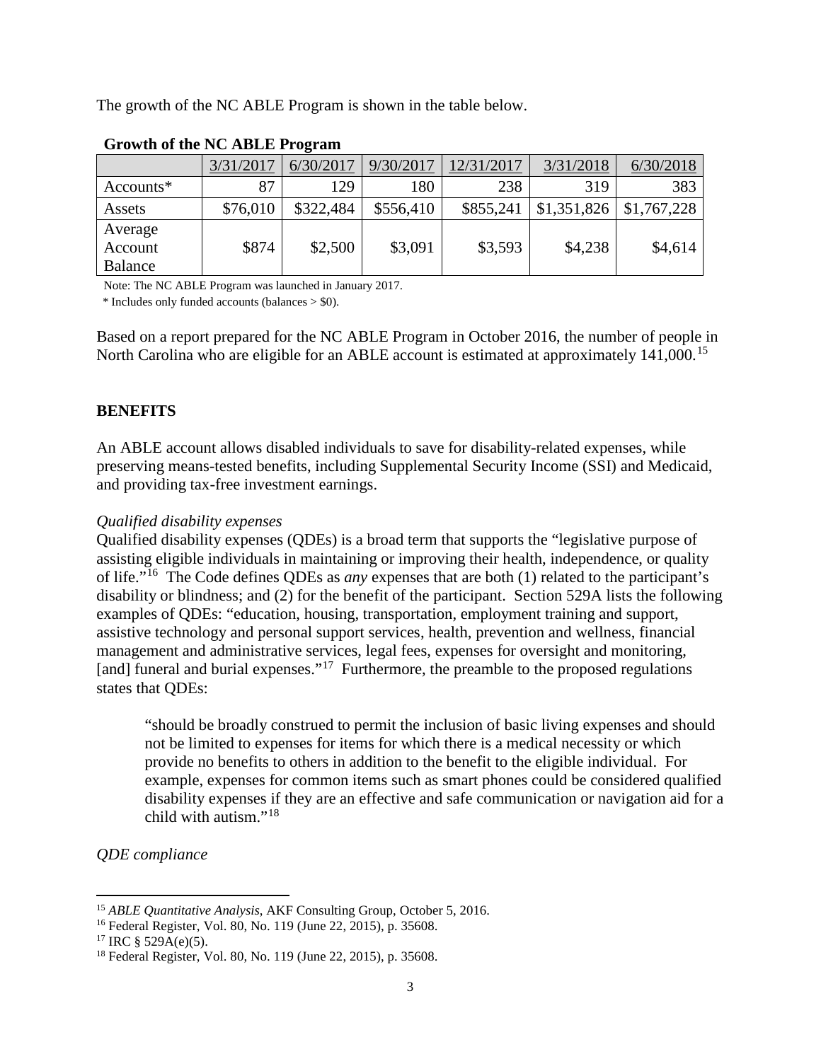The growth of the NC ABLE Program is shown in the table below.

**Growth of the NC ABLE Program**

| | 3/31/2017 | 6/30/2017 | 9/30/2017 | 12/31/2017 | 3/31/2018 | 6/30/2018 |
|---|---|---|---|---|---|---|
| Accounts* | 87 | 129 | 180 | 238 | 319 | 383 |
| Assets | $76,010 | $322,484 | $556,410 | $855,241 | $1,351,826 | $1,767,228 |
| Average Account Balance | $874 | $2,500 | $3,091 | $3,593 | $4,238 | $4,614 |

Note: The NC ABLE Program was launched in January 2017.

\* Includes only funded accounts (balances > $0).

Based on a report prepared for the NC ABLE Program in October 2016, the number of people in North Carolina who are eligible for an ABLE account is estimated at approximately 141,000.[15]

## BENEFITS

An ABLE account allows disabled individuals to save for disability-related expenses, while preserving means-tested benefits, including Supplemental Security Income (SSI) and Medicaid, and providing tax-free investment earnings.

*Qualified disability expenses*

Qualified disability expenses (QDEs) is a broad term that supports the "legislative purpose of assisting eligible individuals in maintaining or improving their health, independence, or quality of life."[16] The Code defines QDEs as *any* expenses that are both (1) related to the participant's disability or blindness; and (2) for the benefit of the participant. Section 529A lists the following examples of QDEs: "education, housing, transportation, employment training and support, assistive technology and personal support services, health, prevention and wellness, financial management and administrative services, legal fees, expenses for oversight and monitoring, [and] funeral and burial expenses."[17] Furthermore, the preamble to the proposed regulations states that QDEs:

> "should be broadly construed to permit the inclusion of basic living expenses and should not be limited to expenses for items for which there is a medical necessity or which provide no benefits to others in addition to the benefit to the eligible individual. For example, expenses for common items such as smart phones could be considered qualified disability expenses if they are an effective and safe communication or navigation aid for a child with autism."[18]

*QDE compliance*

---

[15] *ABLE Quantitative Analysis*, AKF Consulting Group, October 5, 2016.

[16] Federal Register, Vol. 80, No. 119 (June 22, 2015), p. 35608.

[17] IRC § 529A(e)(5).

[18] Federal Register, Vol. 80, No. 119 (June 22, 2015), p. 35608.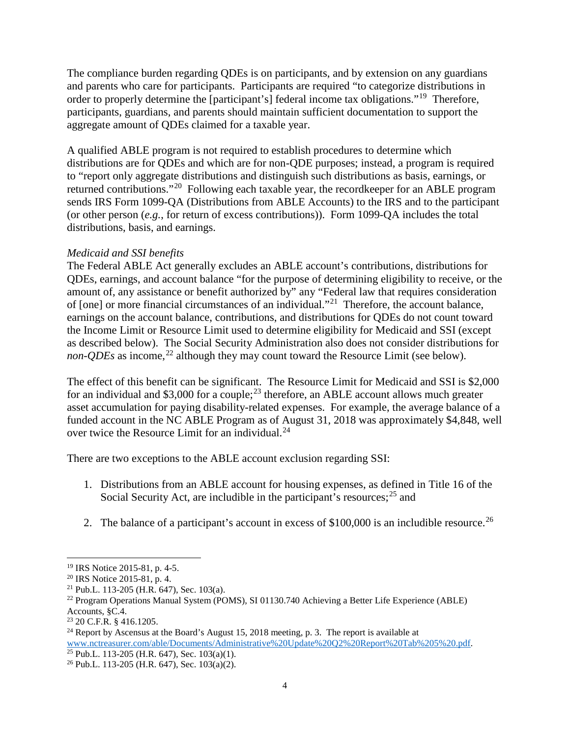The compliance burden regarding QDEs is on participants, and by extension on any guardians and parents who care for participants. Participants are required "to categorize distributions in order to properly determine the [participant's] federal income tax obligations."[19] Therefore, participants, guardians, and parents should maintain sufficient documentation to support the aggregate amount of QDEs claimed for a taxable year.

A qualified ABLE program is not required to establish procedures to determine which distributions are for QDEs and which are for non-QDE purposes; instead, a program is required to "report only aggregate distributions and distinguish such distributions as basis, earnings, or returned contributions."[20] Following each taxable year, the recordkeeper for an ABLE program sends IRS Form 1099-QA (Distributions from ABLE Accounts) to the IRS and to the participant (or other person (*e.g.*, for return of excess contributions)). Form 1099-QA includes the total distributions, basis, and earnings.

*Medicaid and SSI benefits*

The Federal ABLE Act generally excludes an ABLE account's contributions, distributions for QDEs, earnings, and account balance "for the purpose of determining eligibility to receive, or the amount of, any assistance or benefit authorized by" any "Federal law that requires consideration of [one] or more financial circumstances of an individual."[21] Therefore, the account balance, earnings on the account balance, contributions, and distributions for QDEs do not count toward the Income Limit or Resource Limit used to determine eligibility for Medicaid and SSI (except as described below). The Social Security Administration also does not consider distributions for *non-QDEs* as income,[22] although they may count toward the Resource Limit (see below).

The effect of this benefit can be significant. The Resource Limit for Medicaid and SSI is $2,000 for an individual and $3,000 for a couple;[23] therefore, an ABLE account allows much greater asset accumulation for paying disability-related expenses. For example, the average balance of a funded account in the NC ABLE Program as of August 31, 2018 was approximately $4,848, well over twice the Resource Limit for an individual.[24]

There are two exceptions to the ABLE account exclusion regarding SSI:

1. Distributions from an ABLE account for housing expenses, as defined in Title 16 of the Social Security Act, are includible in the participant's resources;[25] and

2. The balance of a participant's account in excess of $100,000 is an includible resource.[26]

---

[19] IRS Notice 2015-81, p. 4-5.

[20] IRS Notice 2015-81, p. 4.

[21] Pub.L. 113-205 (H.R. 647), Sec. 103(a).

[22] Program Operations Manual System (POMS), SI 01130.740 Achieving a Better Life Experience (ABLE) Accounts, §C.4.

[23] 20 C.F.R. § 416.1205.

[24] Report by Ascensus at the Board's August 15, 2018 meeting, p. 3. The report is available at www.nctreasurer.com/able/Documents/Administrative%20Update%20Q2%20Report%20Tab%205%20.pdf.

[25] Pub.L. 113-205 (H.R. 647), Sec. 103(a)(1).

[26] Pub.L. 113-205 (H.R. 647), Sec. 103(a)(2).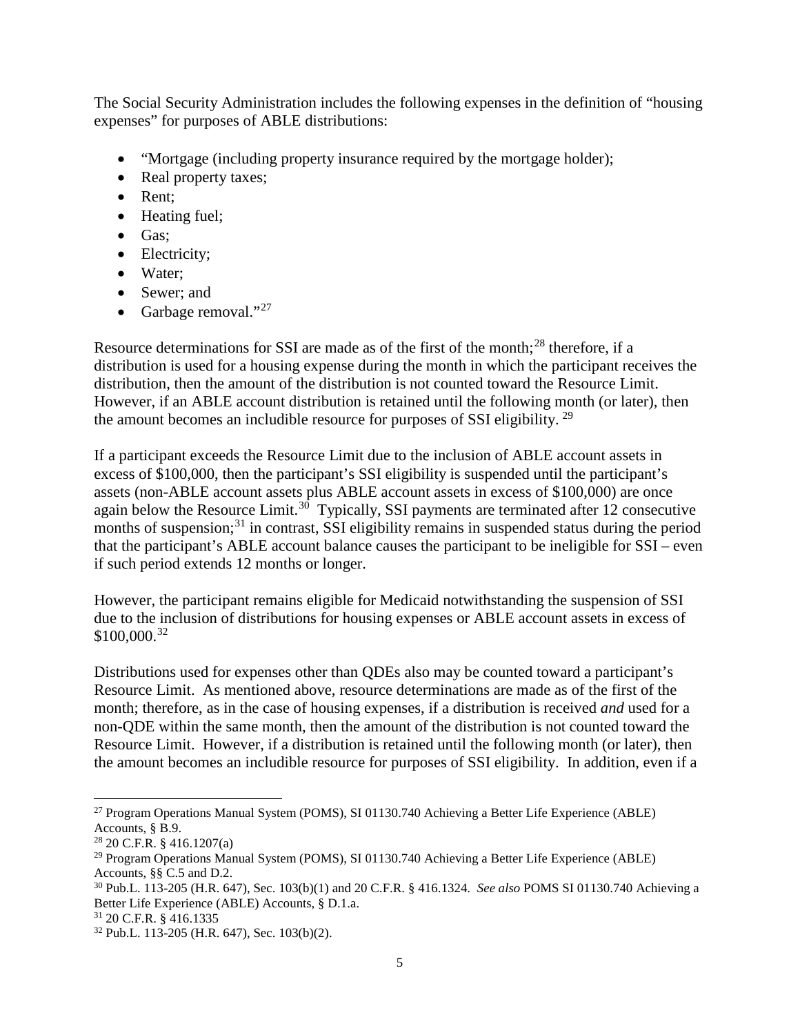The Social Security Administration includes the following expenses in the definition of "housing expenses" for purposes of ABLE distributions:

- "Mortgage (including property insurance required by the mortgage holder);
- Real property taxes;
- Rent;
- Heating fuel;
- Gas;
- Electricity;
- Water;
- Sewer; and
- Garbage removal."[27]

Resource determinations for SSI are made as of the first of the month;[28] therefore, if a distribution is used for a housing expense during the month in which the participant receives the distribution, then the amount of the distribution is not counted toward the Resource Limit. However, if an ABLE account distribution is retained until the following month (or later), then the amount becomes an includible resource for purposes of SSI eligibility. [29]

If a participant exceeds the Resource Limit due to the inclusion of ABLE account assets in excess of $100,000, then the participant's SSI eligibility is suspended until the participant's assets (non-ABLE account assets plus ABLE account assets in excess of $100,000) are once again below the Resource Limit.[30] Typically, SSI payments are terminated after 12 consecutive months of suspension;[31] in contrast, SSI eligibility remains in suspended status during the period that the participant's ABLE account balance causes the participant to be ineligible for SSI – even if such period extends 12 months or longer.

However, the participant remains eligible for Medicaid notwithstanding the suspension of SSI due to the inclusion of distributions for housing expenses or ABLE account assets in excess of $100,000.[32]

Distributions used for expenses other than QDEs also may be counted toward a participant's Resource Limit. As mentioned above, resource determinations are made as of the first of the month; therefore, as in the case of housing expenses, if a distribution is received *and* used for a non-QDE within the same month, then the amount of the distribution is not counted toward the Resource Limit. However, if a distribution is retained until the following month (or later), then the amount becomes an includible resource for purposes of SSI eligibility. In addition, even if a

---

[27] Program Operations Manual System (POMS), SI 01130.740 Achieving a Better Life Experience (ABLE) Accounts, § B.9.

[28] 20 C.F.R. § 416.1207(a)

[29] Program Operations Manual System (POMS), SI 01130.740 Achieving a Better Life Experience (ABLE) Accounts, §§ C.5 and D.2.

[30] Pub.L. 113-205 (H.R. 647), Sec. 103(b)(1) and 20 C.F.R. § 416.1324. *See also* POMS SI 01130.740 Achieving a Better Life Experience (ABLE) Accounts, § D.1.a.

[31] 20 C.F.R. § 416.1335

[32] Pub.L. 113-205 (H.R. 647), Sec. 103(b)(2).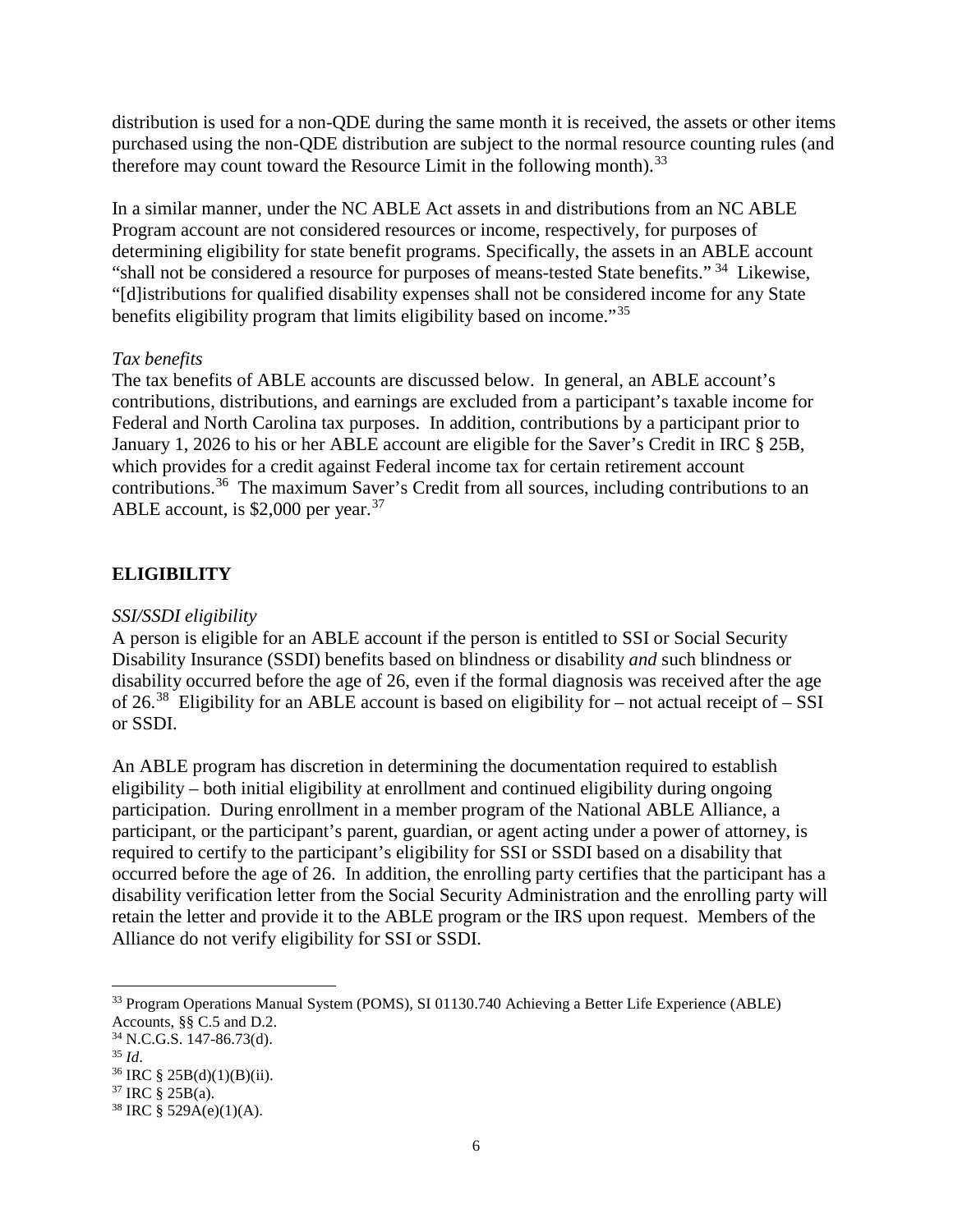distribution is used for a non-QDE during the same month it is received, the assets or other items purchased using the non-QDE distribution are subject to the normal resource counting rules (and therefore may count toward the Resource Limit in the following month).[33]

In a similar manner, under the NC ABLE Act assets in and distributions from an NC ABLE Program account are not considered resources or income, respectively, for purposes of determining eligibility for state benefit programs. Specifically, the assets in an ABLE account "shall not be considered a resource for purposes of means-tested State benefits."[34] Likewise, "[d]istributions for qualified disability expenses shall not be considered income for any State benefits eligibility program that limits eligibility based on income."[35]

*Tax benefits*

The tax benefits of ABLE accounts are discussed below. In general, an ABLE account's contributions, distributions, and earnings are excluded from a participant's taxable income for Federal and North Carolina tax purposes. In addition, contributions by a participant prior to January 1, 2026 to his or her ABLE account are eligible for the Saver's Credit in IRC § 25B, which provides for a credit against Federal income tax for certain retirement account contributions.[36] The maximum Saver's Credit from all sources, including contributions to an ABLE account, is $2,000 per year.[37]

## ELIGIBILITY

*SSI/SSDI eligibility*

A person is eligible for an ABLE account if the person is entitled to SSI or Social Security Disability Insurance (SSDI) benefits based on blindness or disability *and* such blindness or disability occurred before the age of 26, even if the formal diagnosis was received after the age of 26.[38] Eligibility for an ABLE account is based on eligibility for – not actual receipt of – SSI or SSDI.

An ABLE program has discretion in determining the documentation required to establish eligibility – both initial eligibility at enrollment and continued eligibility during ongoing participation. During enrollment in a member program of the National ABLE Alliance, a participant, or the participant's parent, guardian, or agent acting under a power of attorney, is required to certify to the participant's eligibility for SSI or SSDI based on a disability that occurred before the age of 26. In addition, the enrolling party certifies that the participant has a disability verification letter from the Social Security Administration and the enrolling party will retain the letter and provide it to the ABLE program or the IRS upon request. Members of the Alliance do not verify eligibility for SSI or SSDI.

---

[33] Program Operations Manual System (POMS), SI 01130.740 Achieving a Better Life Experience (ABLE) Accounts, §§ C.5 and D.2.

[34] N.C.G.S. 147-86.73(d).

[35] *Id*.

[36] IRC § 25B(d)(1)(B)(ii).

[37] IRC § 25B(a).

[38] IRC § 529A(e)(1)(A).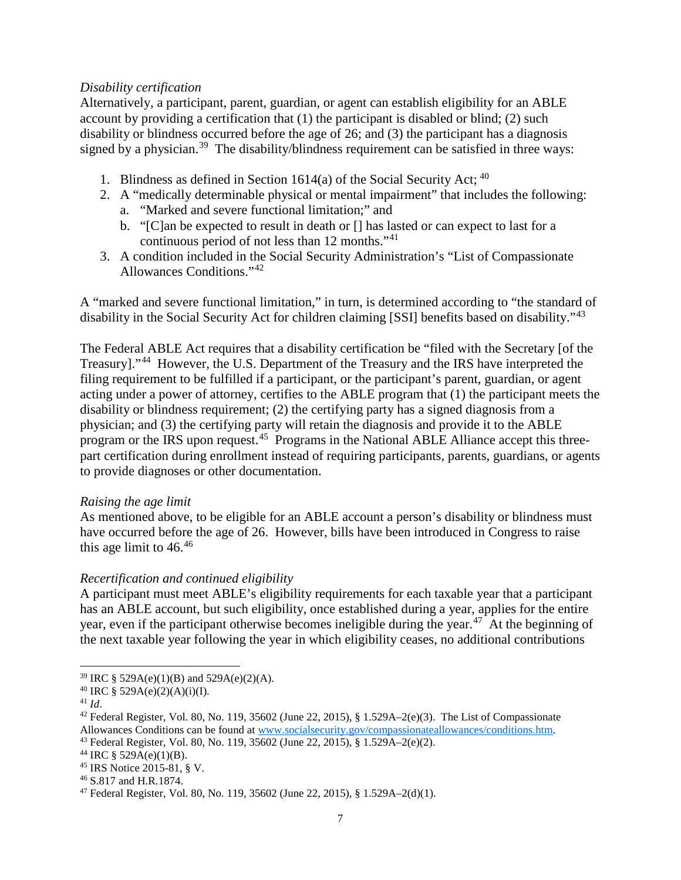*Disability certification*

Alternatively, a participant, parent, guardian, or agent can establish eligibility for an ABLE account by providing a certification that (1) the participant is disabled or blind; (2) such disability or blindness occurred before the age of 26; and (3) the participant has a diagnosis signed by a physician.[39] The disability/blindness requirement can be satisfied in three ways:

1. Blindness as defined in Section 1614(a) of the Social Security Act; [40]
2. A "medically determinable physical or mental impairment" that includes the following:
   a. "Marked and severe functional limitation;" and
   b. "[C]an be expected to result in death or [] has lasted or can expect to last for a continuous period of not less than 12 months."[41]
3. A condition included in the Social Security Administration's "List of Compassionate Allowances Conditions."[42]

A "marked and severe functional limitation," in turn, is determined according to "the standard of disability in the Social Security Act for children claiming [SSI] benefits based on disability."[43]

The Federal ABLE Act requires that a disability certification be "filed with the Secretary [of the Treasury]."[44] However, the U.S. Department of the Treasury and the IRS have interpreted the filing requirement to be fulfilled if a participant, or the participant's parent, guardian, or agent acting under a power of attorney, certifies to the ABLE program that (1) the participant meets the disability or blindness requirement; (2) the certifying party has a signed diagnosis from a physician; and (3) the certifying party will retain the diagnosis and provide it to the ABLE program or the IRS upon request.[45] Programs in the National ABLE Alliance accept this three-part certification during enrollment instead of requiring participants, parents, guardians, or agents to provide diagnoses or other documentation.

*Raising the age limit*

As mentioned above, to be eligible for an ABLE account a person's disability or blindness must have occurred before the age of 26. However, bills have been introduced in Congress to raise this age limit to 46.[46]

*Recertification and continued eligibility*

A participant must meet ABLE's eligibility requirements for each taxable year that a participant has an ABLE account, but such eligibility, once established during a year, applies for the entire year, even if the participant otherwise becomes ineligible during the year.[47] At the beginning of the next taxable year following the year in which eligibility ceases, no additional contributions

---

[39] IRC § 529A(e)(1)(B) and 529A(e)(2)(A).

[40] IRC § 529A(e)(2)(A)(i)(I).

[41] *Id*.

[42] Federal Register, Vol. 80, No. 119, 35602 (June 22, 2015), § 1.529A–2(e)(3). The List of Compassionate Allowances Conditions can be found at www.socialsecurity.gov/compassionateallowances/conditions.htm.

[43] Federal Register, Vol. 80, No. 119, 35602 (June 22, 2015), § 1.529A–2(e)(2).

[44] IRC § 529A(e)(1)(B).

[45] IRS Notice 2015-81, § V.

[46] S.817 and H.R.1874.

[47] Federal Register, Vol. 80, No. 119, 35602 (June 22, 2015), § 1.529A–2(d)(1).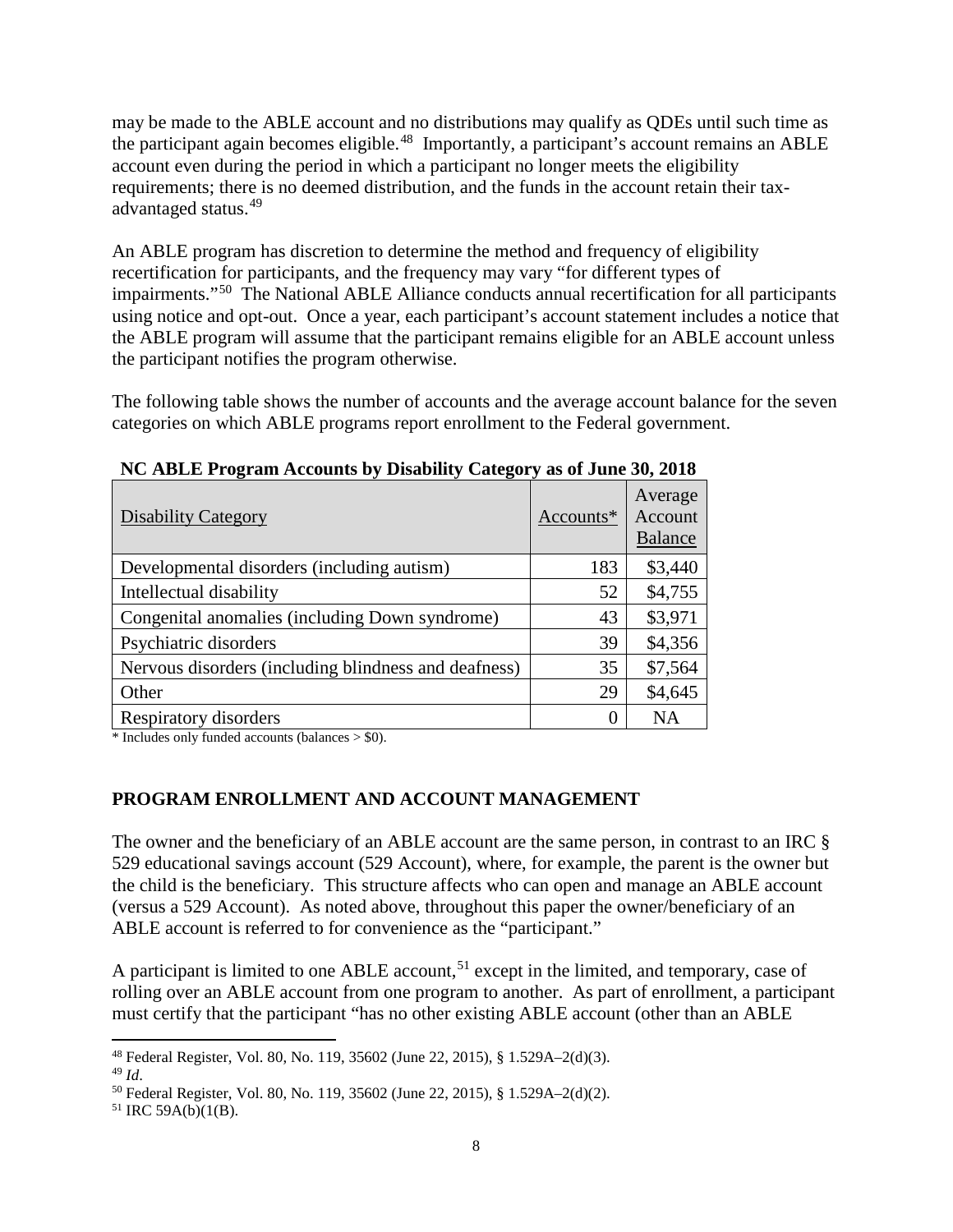may be made to the ABLE account and no distributions may qualify as QDEs until such time as the participant again becomes eligible.[48] Importantly, a participant's account remains an ABLE account even during the period in which a participant no longer meets the eligibility requirements; there is no deemed distribution, and the funds in the account retain their tax-advantaged status.[49]

An ABLE program has discretion to determine the method and frequency of eligibility recertification for participants, and the frequency may vary "for different types of impairments."[50] The National ABLE Alliance conducts annual recertification for all participants using notice and opt-out. Once a year, each participant's account statement includes a notice that the ABLE program will assume that the participant remains eligible for an ABLE account unless the participant notifies the program otherwise.

The following table shows the number of accounts and the average account balance for the seven categories on which ABLE programs report enrollment to the Federal government.

**NC ABLE Program Accounts by Disability Category as of June 30, 2018**

| Disability Category | Accounts* | Average Account Balance |
|---|---|---|
| Developmental disorders (including autism) | 183 | $3,440 |
| Intellectual disability | 52 | $4,755 |
| Congenital anomalies (including Down syndrome) | 43 | $3,971 |
| Psychiatric disorders | 39 | $4,356 |
| Nervous disorders (including blindness and deafness) | 35 | $7,564 |
| Other | 29 | $4,645 |
| Respiratory disorders | 0 | NA |

* Includes only funded accounts (balances > $0).

## PROGRAM ENROLLMENT AND ACCOUNT MANAGEMENT

The owner and the beneficiary of an ABLE account are the same person, in contrast to an IRC § 529 educational savings account (529 Account), where, for example, the parent is the owner but the child is the beneficiary. This structure affects who can open and manage an ABLE account (versus a 529 Account). As noted above, throughout this paper the owner/beneficiary of an ABLE account is referred to for convenience as the "participant."

A participant is limited to one ABLE account,[51] except in the limited, and temporary, case of rolling over an ABLE account from one program to another. As part of enrollment, a participant must certify that the participant "has no other existing ABLE account (other than an ABLE

---

[48] Federal Register, Vol. 80, No. 119, 35602 (June 22, 2015), § 1.529A–2(d)(3).

[49] *Id*.

[50] Federal Register, Vol. 80, No. 119, 35602 (June 22, 2015), § 1.529A–2(d)(2).

[51] IRC 59A(b)(1(B).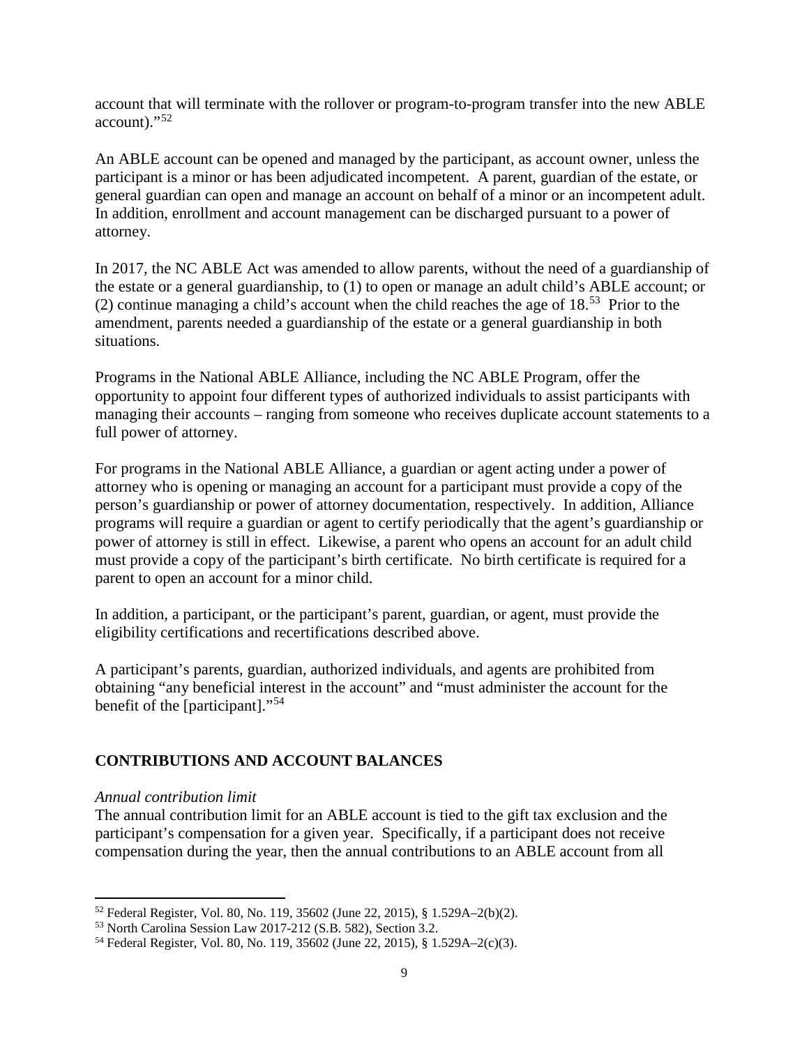account that will terminate with the rollover or program-to-program transfer into the new ABLE account)."[52]

An ABLE account can be opened and managed by the participant, as account owner, unless the participant is a minor or has been adjudicated incompetent. A parent, guardian of the estate, or general guardian can open and manage an account on behalf of a minor or an incompetent adult. In addition, enrollment and account management can be discharged pursuant to a power of attorney.

In 2017, the NC ABLE Act was amended to allow parents, without the need of a guardianship of the estate or a general guardianship, to (1) to open or manage an adult child's ABLE account; or (2) continue managing a child's account when the child reaches the age of 18.[53] Prior to the amendment, parents needed a guardianship of the estate or a general guardianship in both situations.

Programs in the National ABLE Alliance, including the NC ABLE Program, offer the opportunity to appoint four different types of authorized individuals to assist participants with managing their accounts – ranging from someone who receives duplicate account statements to a full power of attorney.

For programs in the National ABLE Alliance, a guardian or agent acting under a power of attorney who is opening or managing an account for a participant must provide a copy of the person's guardianship or power of attorney documentation, respectively. In addition, Alliance programs will require a guardian or agent to certify periodically that the agent's guardianship or power of attorney is still in effect. Likewise, a parent who opens an account for an adult child must provide a copy of the participant's birth certificate. No birth certificate is required for a parent to open an account for a minor child.

In addition, a participant, or the participant's parent, guardian, or agent, must provide the eligibility certifications and recertifications described above.

A participant's parents, guardian, authorized individuals, and agents are prohibited from obtaining "any beneficial interest in the account" and "must administer the account for the benefit of the [participant]."[54]

## CONTRIBUTIONS AND ACCOUNT BALANCES

*Annual contribution limit*

The annual contribution limit for an ABLE account is tied to the gift tax exclusion and the participant's compensation for a given year. Specifically, if a participant does not receive compensation during the year, then the annual contributions to an ABLE account from all

[52] Federal Register, Vol. 80, No. 119, 35602 (June 22, 2015), § 1.529A–2(b)(2).

[53] North Carolina Session Law 2017-212 (S.B. 582), Section 3.2.

[54] Federal Register, Vol. 80, No. 119, 35602 (June 22, 2015), § 1.529A–2(c)(3).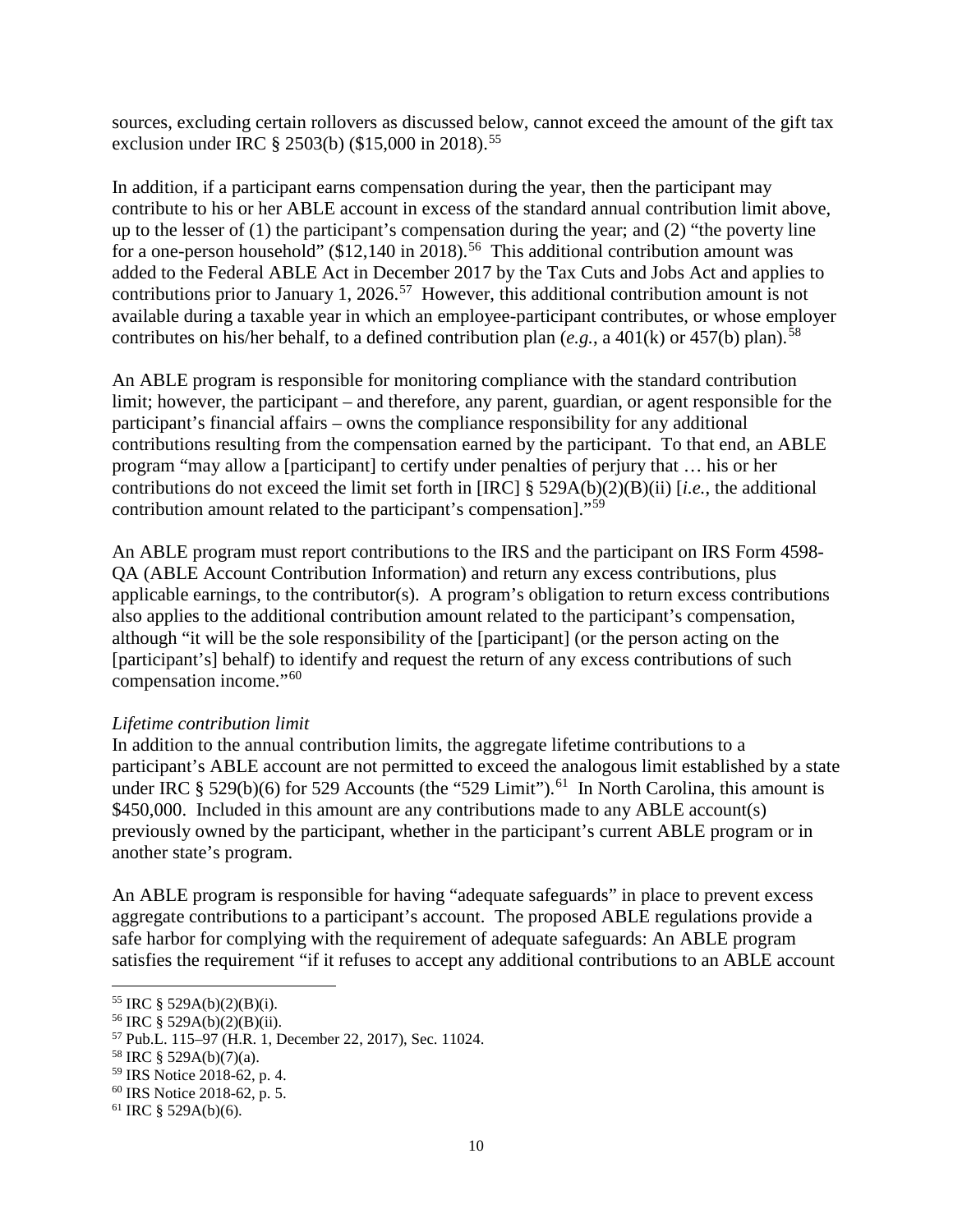sources, excluding certain rollovers as discussed below, cannot exceed the amount of the gift tax exclusion under IRC § 2503(b) ($15,000 in 2018).[55]

In addition, if a participant earns compensation during the year, then the participant may contribute to his or her ABLE account in excess of the standard annual contribution limit above, up to the lesser of (1) the participant's compensation during the year; and (2) "the poverty line for a one-person household" ($12,140 in 2018).[56] This additional contribution amount was added to the Federal ABLE Act in December 2017 by the Tax Cuts and Jobs Act and applies to contributions prior to January 1, 2026.[57] However, this additional contribution amount is not available during a taxable year in which an employee-participant contributes, or whose employer contributes on his/her behalf, to a defined contribution plan (*e.g.*, a 401(k) or 457(b) plan).[58]

An ABLE program is responsible for monitoring compliance with the standard contribution limit; however, the participant – and therefore, any parent, guardian, or agent responsible for the participant's financial affairs – owns the compliance responsibility for any additional contributions resulting from the compensation earned by the participant. To that end, an ABLE program "may allow a [participant] to certify under penalties of perjury that … his or her contributions do not exceed the limit set forth in [IRC] § 529A(b)(2)(B)(ii) [*i.e.*, the additional contribution amount related to the participant's compensation]."[59]

An ABLE program must report contributions to the IRS and the participant on IRS Form 4598-QA (ABLE Account Contribution Information) and return any excess contributions, plus applicable earnings, to the contributor(s). A program's obligation to return excess contributions also applies to the additional contribution amount related to the participant's compensation, although "it will be the sole responsibility of the [participant] (or the person acting on the [participant's] behalf) to identify and request the return of any excess contributions of such compensation income."[60]

*Lifetime contribution limit*

In addition to the annual contribution limits, the aggregate lifetime contributions to a participant's ABLE account are not permitted to exceed the analogous limit established by a state under IRC § 529(b)(6) for 529 Accounts (the "529 Limit").[61] In North Carolina, this amount is $450,000. Included in this amount are any contributions made to any ABLE account(s) previously owned by the participant, whether in the participant's current ABLE program or in another state's program.

An ABLE program is responsible for having "adequate safeguards" in place to prevent excess aggregate contributions to a participant's account. The proposed ABLE regulations provide a safe harbor for complying with the requirement of adequate safeguards: An ABLE program satisfies the requirement "if it refuses to accept any additional contributions to an ABLE account

---

[55] IRC § 529A(b)(2)(B)(i).

[56] IRC § 529A(b)(2)(B)(ii).

[57] Pub.L. 115–97 (H.R. 1, December 22, 2017), Sec. 11024.

[58] IRC § 529A(b)(7)(a).

[59] IRS Notice 2018-62, p. 4.

[60] IRS Notice 2018-62, p. 5.

[61] IRC § 529A(b)(6).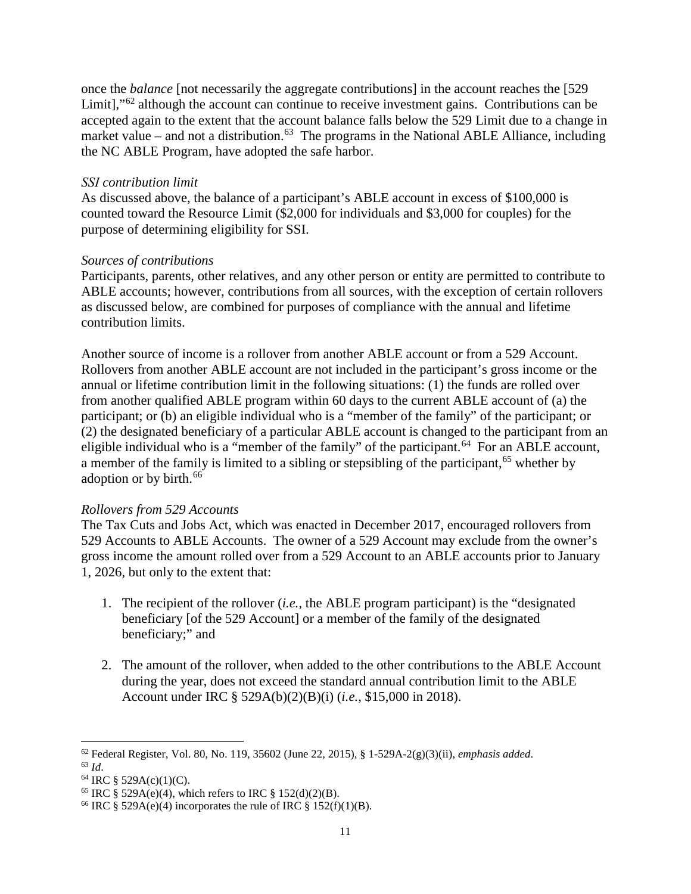once the *balance* [not necessarily the aggregate contributions] in the account reaches the [529 Limit],"[62] although the account can continue to receive investment gains. Contributions can be accepted again to the extent that the account balance falls below the 529 Limit due to a change in market value – and not a distribution.[63] The programs in the National ABLE Alliance, including the NC ABLE Program, have adopted the safe harbor.

*SSI contribution limit*

As discussed above, the balance of a participant's ABLE account in excess of $100,000 is counted toward the Resource Limit ($2,000 for individuals and $3,000 for couples) for the purpose of determining eligibility for SSI.

*Sources of contributions*

Participants, parents, other relatives, and any other person or entity are permitted to contribute to ABLE accounts; however, contributions from all sources, with the exception of certain rollovers as discussed below, are combined for purposes of compliance with the annual and lifetime contribution limits.

Another source of income is a rollover from another ABLE account or from a 529 Account. Rollovers from another ABLE account are not included in the participant's gross income or the annual or lifetime contribution limit in the following situations: (1) the funds are rolled over from another qualified ABLE program within 60 days to the current ABLE account of (a) the participant; or (b) an eligible individual who is a "member of the family" of the participant; or (2) the designated beneficiary of a particular ABLE account is changed to the participant from an eligible individual who is a "member of the family" of the participant.[64] For an ABLE account, a member of the family is limited to a sibling or stepsibling of the participant,[65] whether by adoption or by birth.[66]

*Rollovers from 529 Accounts*

The Tax Cuts and Jobs Act, which was enacted in December 2017, encouraged rollovers from 529 Accounts to ABLE Accounts. The owner of a 529 Account may exclude from the owner's gross income the amount rolled over from a 529 Account to an ABLE accounts prior to January 1, 2026, but only to the extent that:

1. The recipient of the rollover (*i.e.*, the ABLE program participant) is the "designated beneficiary [of the 529 Account] or a member of the family of the designated beneficiary;" and
2. The amount of the rollover, when added to the other contributions to the ABLE Account during the year, does not exceed the standard annual contribution limit to the ABLE Account under IRC § 529A(b)(2)(B)(i) (*i.e.*, $15,000 in 2018).

---

[62] Federal Register, Vol. 80, No. 119, 35602 (June 22, 2015), § 1-529A-2(g)(3)(ii), *emphasis added*.
[63] *Id*.
[64] IRC § 529A(c)(1)(C).
[65] IRC § 529A(e)(4), which refers to IRC § 152(d)(2)(B).
[66] IRC § 529A(e)(4) incorporates the rule of IRC § 152(f)(1)(B).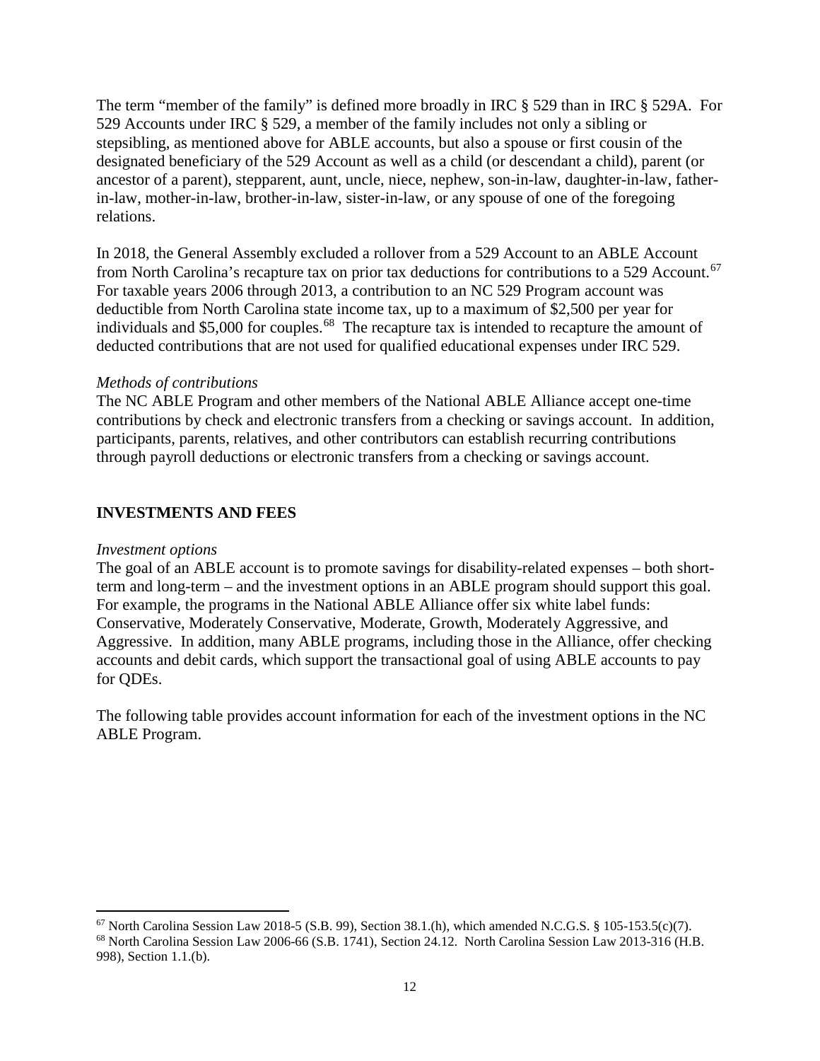The term "member of the family" is defined more broadly in IRC § 529 than in IRC § 529A. For 529 Accounts under IRC § 529, a member of the family includes not only a sibling or stepsibling, as mentioned above for ABLE accounts, but also a spouse or first cousin of the designated beneficiary of the 529 Account as well as a child (or descendant a child), parent (or ancestor of a parent), stepparent, aunt, uncle, niece, nephew, son-in-law, daughter-in-law, father-in-law, mother-in-law, brother-in-law, sister-in-law, or any spouse of one of the foregoing relations.

In 2018, the General Assembly excluded a rollover from a 529 Account to an ABLE Account from North Carolina's recapture tax on prior tax deductions for contributions to a 529 Account.[67] For taxable years 2006 through 2013, a contribution to an NC 529 Program account was deductible from North Carolina state income tax, up to a maximum of $2,500 per year for individuals and $5,000 for couples.[68] The recapture tax is intended to recapture the amount of deducted contributions that are not used for qualified educational expenses under IRC 529.

*Methods of contributions*

The NC ABLE Program and other members of the National ABLE Alliance accept one-time contributions by check and electronic transfers from a checking or savings account. In addition, participants, parents, relatives, and other contributors can establish recurring contributions through payroll deductions or electronic transfers from a checking or savings account.

## INVESTMENTS AND FEES

*Investment options*

The goal of an ABLE account is to promote savings for disability-related expenses – both short-term and long-term – and the investment options in an ABLE program should support this goal. For example, the programs in the National ABLE Alliance offer six white label funds: Conservative, Moderately Conservative, Moderate, Growth, Moderately Aggressive, and Aggressive. In addition, many ABLE programs, including those in the Alliance, offer checking accounts and debit cards, which support the transactional goal of using ABLE accounts to pay for QDEs.

The following table provides account information for each of the investment options in the NC ABLE Program.

---

[67] North Carolina Session Law 2018-5 (S.B. 99), Section 38.1.(h), which amended N.C.G.S. § 105-153.5(c)(7).

[68] North Carolina Session Law 2006-66 (S.B. 1741), Section 24.12. North Carolina Session Law 2013-316 (H.B. 998), Section 1.1.(b).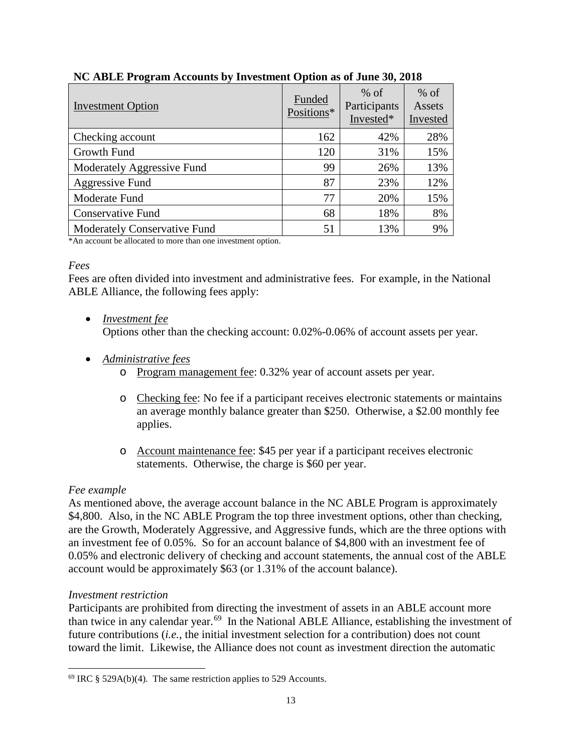**NC ABLE Program Accounts by Investment Option as of June 30, 2018**

| Investment Option | Funded Positions* | % of Participants Invested* | % of Assets Invested |
|---|---|---|---|
| Checking account | 162 | 42% | 28% |
| Growth Fund | 120 | 31% | 15% |
| Moderately Aggressive Fund | 99 | 26% | 13% |
| Aggressive Fund | 87 | 23% | 12% |
| Moderate Fund | 77 | 20% | 15% |
| Conservative Fund | 68 | 18% | 8% |
| Moderately Conservative Fund | 51 | 13% | 9% |

*An account be allocated to more than one investment option.

*Fees*

Fees are often divided into investment and administrative fees. For example, in the National ABLE Alliance, the following fees apply:

- *Investment fee*
  Options other than the checking account: 0.02%-0.06% of account assets per year.

- *Administrative fees*
  - Program management fee: 0.32% year of account assets per year.
  - Checking fee: No fee if a participant receives electronic statements or maintains an average monthly balance greater than $250. Otherwise, a $2.00 monthly fee applies.
  - Account maintenance fee: $45 per year if a participant receives electronic statements. Otherwise, the charge is $60 per year.

*Fee example*

As mentioned above, the average account balance in the NC ABLE Program is approximately $4,800. Also, in the NC ABLE Program the top three investment options, other than checking, are the Growth, Moderately Aggressive, and Aggressive funds, which are the three options with an investment fee of 0.05%. So for an account balance of $4,800 with an investment fee of 0.05% and electronic delivery of checking and account statements, the annual cost of the ABLE account would be approximately $63 (or 1.31% of the account balance).

*Investment restriction*

Participants are prohibited from directing the investment of assets in an ABLE account more than twice in any calendar year.[69] In the National ABLE Alliance, establishing the investment of future contributions (*i.e.*, the initial investment selection for a contribution) does not count toward the limit. Likewise, the Alliance does not count as investment direction the automatic

[69] IRC § 529A(b)(4). The same restriction applies to 529 Accounts.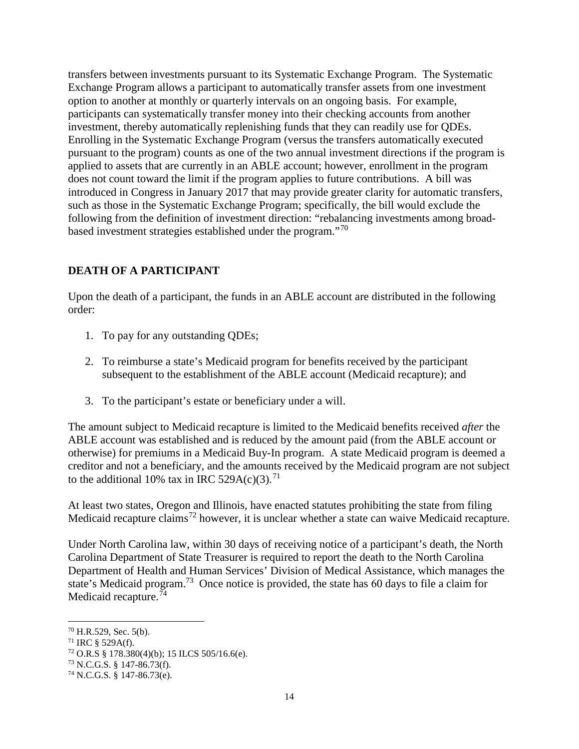transfers between investments pursuant to its Systematic Exchange Program. The Systematic Exchange Program allows a participant to automatically transfer assets from one investment option to another at monthly or quarterly intervals on an ongoing basis. For example, participants can systematically transfer money into their checking accounts from another investment, thereby automatically replenishing funds that they can readily use for QDEs. Enrolling in the Systematic Exchange Program (versus the transfers automatically executed pursuant to the program) counts as one of the two annual investment directions if the program is applied to assets that are currently in an ABLE account; however, enrollment in the program does not count toward the limit if the program applies to future contributions. A bill was introduced in Congress in January 2017 that may provide greater clarity for automatic transfers, such as those in the Systematic Exchange Program; specifically, the bill would exclude the following from the definition of investment direction: "rebalancing investments among broad-based investment strategies established under the program."[70]

## DEATH OF A PARTICIPANT

Upon the death of a participant, the funds in an ABLE account are distributed in the following order:

1. To pay for any outstanding QDEs;
2. To reimburse a state's Medicaid program for benefits received by the participant subsequent to the establishment of the ABLE account (Medicaid recapture); and
3. To the participant's estate or beneficiary under a will.

The amount subject to Medicaid recapture is limited to the Medicaid benefits received *after* the ABLE account was established and is reduced by the amount paid (from the ABLE account or otherwise) for premiums in a Medicaid Buy-In program. A state Medicaid program is deemed a creditor and not a beneficiary, and the amounts received by the Medicaid program are not subject to the additional 10% tax in IRC 529A(c)(3).[71]

At least two states, Oregon and Illinois, have enacted statutes prohibiting the state from filing Medicaid recapture claims[72] however, it is unclear whether a state can waive Medicaid recapture.

Under North Carolina law, within 30 days of receiving notice of a participant's death, the North Carolina Department of State Treasurer is required to report the death to the North Carolina Department of Health and Human Services' Division of Medical Assistance, which manages the state's Medicaid program.[73] Once notice is provided, the state has 60 days to file a claim for Medicaid recapture.[74]

---

[70] H.R.529, Sec. 5(b).

[71] IRC § 529A(f).

[72] O.R.S § 178.380(4)(b); 15 ILCS 505/16.6(e).

[73] N.C.G.S. § 147-86.73(f).

[74] N.C.G.S. § 147-86.73(e).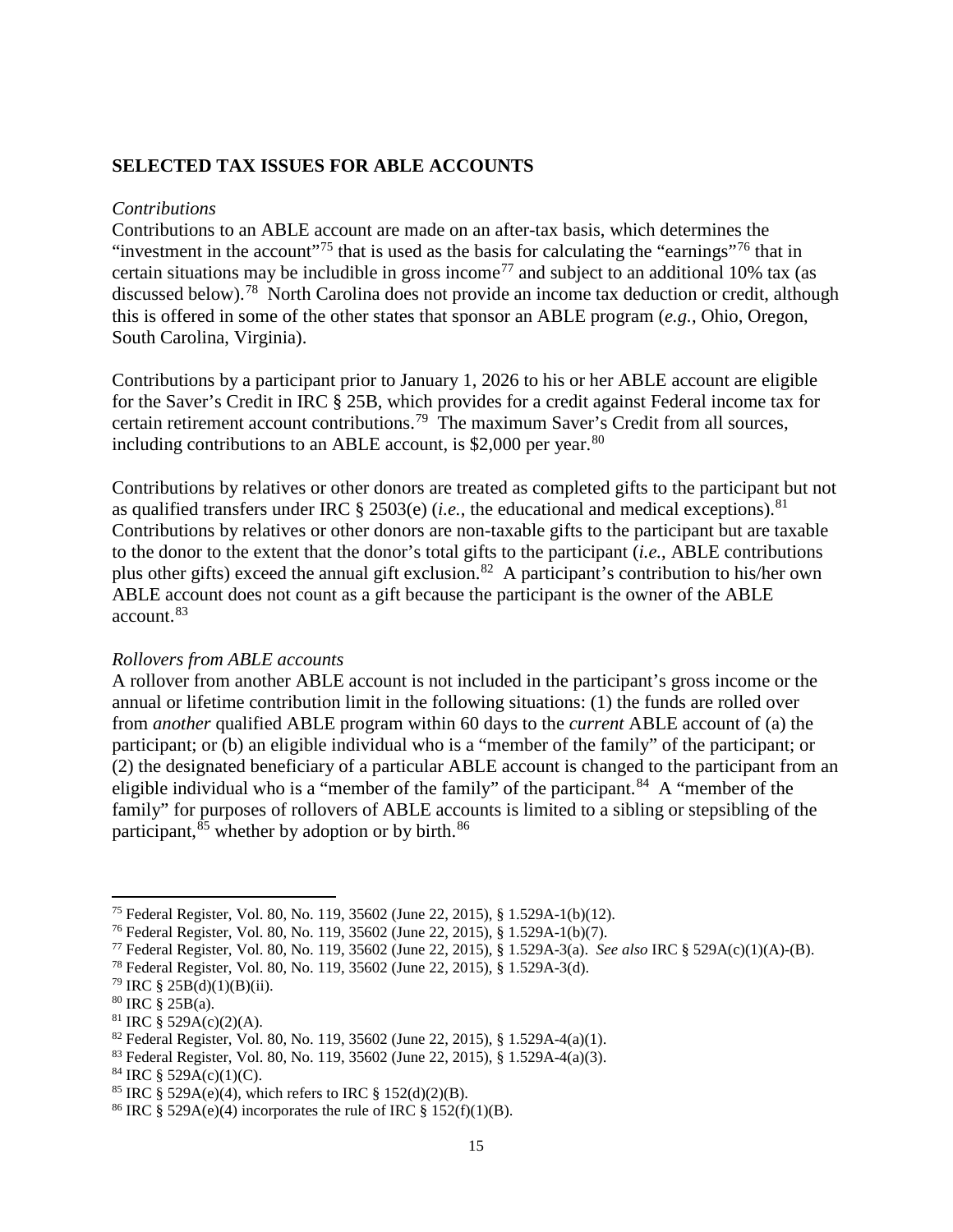**SELECTED TAX ISSUES FOR ABLE ACCOUNTS**

*Contributions*

Contributions to an ABLE account are made on an after-tax basis, which determines the "investment in the account"[75] that is used as the basis for calculating the "earnings"[76] that in certain situations may be includible in gross income[77] and subject to an additional 10% tax (as discussed below).[78] North Carolina does not provide an income tax deduction or credit, although this is offered in some of the other states that sponsor an ABLE program (*e.g.*, Ohio, Oregon, South Carolina, Virginia).

Contributions by a participant prior to January 1, 2026 to his or her ABLE account are eligible for the Saver's Credit in IRC § 25B, which provides for a credit against Federal income tax for certain retirement account contributions.[79] The maximum Saver's Credit from all sources, including contributions to an ABLE account, is $2,000 per year.[80]

Contributions by relatives or other donors are treated as completed gifts to the participant but not as qualified transfers under IRC § 2503(e) (*i.e.*, the educational and medical exceptions).[81] Contributions by relatives or other donors are non-taxable gifts to the participant but are taxable to the donor to the extent that the donor's total gifts to the participant (*i.e.*, ABLE contributions plus other gifts) exceed the annual gift exclusion.[82] A participant's contribution to his/her own ABLE account does not count as a gift because the participant is the owner of the ABLE account.[83]

*Rollovers from ABLE accounts*

A rollover from another ABLE account is not included in the participant's gross income or the annual or lifetime contribution limit in the following situations: (1) the funds are rolled over from *another* qualified ABLE program within 60 days to the *current* ABLE account of (a) the participant; or (b) an eligible individual who is a "member of the family" of the participant; or (2) the designated beneficiary of a particular ABLE account is changed to the participant from an eligible individual who is a "member of the family" of the participant.[84] A "member of the family" for purposes of rollovers of ABLE accounts is limited to a sibling or stepsibling of the participant,[85] whether by adoption or by birth.[86]

---

[75] Federal Register, Vol. 80, No. 119, 35602 (June 22, 2015), § 1.529A-1(b)(12).

[76] Federal Register, Vol. 80, No. 119, 35602 (June 22, 2015), § 1.529A-1(b)(7).

[77] Federal Register, Vol. 80, No. 119, 35602 (June 22, 2015), § 1.529A-3(a). *See also* IRC § 529A(c)(1)(A)-(B).

[78] Federal Register, Vol. 80, No. 119, 35602 (June 22, 2015), § 1.529A-3(d).

[79] IRC § 25B(d)(1)(B)(ii).

[80] IRC § 25B(a).

[81] IRC § 529A(c)(2)(A).

[82] Federal Register, Vol. 80, No. 119, 35602 (June 22, 2015), § 1.529A-4(a)(1).

[83] Federal Register, Vol. 80, No. 119, 35602 (June 22, 2015), § 1.529A-4(a)(3).

[84] IRC § 529A(c)(1)(C).

[85] IRC § 529A(e)(4), which refers to IRC § 152(d)(2)(B).

[86] IRC § 529A(e)(4) incorporates the rule of IRC § 152(f)(1)(B).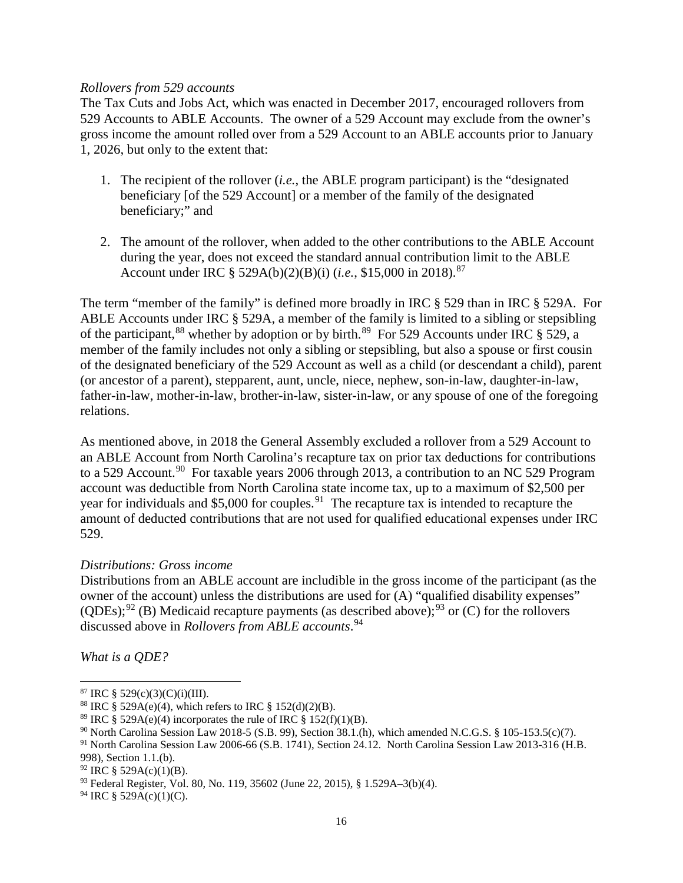*Rollovers from 529 accounts*

The Tax Cuts and Jobs Act, which was enacted in December 2017, encouraged rollovers from 529 Accounts to ABLE Accounts. The owner of a 529 Account may exclude from the owner's gross income the amount rolled over from a 529 Account to an ABLE accounts prior to January 1, 2026, but only to the extent that:

1. The recipient of the rollover (*i.e.*, the ABLE program participant) is the "designated beneficiary [of the 529 Account] or a member of the family of the designated beneficiary;" and

2. The amount of the rollover, when added to the other contributions to the ABLE Account during the year, does not exceed the standard annual contribution limit to the ABLE Account under IRC § 529A(b)(2)(B)(i) (*i.e.*, $15,000 in 2018).[87]

The term "member of the family" is defined more broadly in IRC § 529 than in IRC § 529A. For ABLE Accounts under IRC § 529A, a member of the family is limited to a sibling or stepsibling of the participant,[88] whether by adoption or by birth.[89] For 529 Accounts under IRC § 529, a member of the family includes not only a sibling or stepsibling, but also a spouse or first cousin of the designated beneficiary of the 529 Account as well as a child (or descendant a child), parent (or ancestor of a parent), stepparent, aunt, uncle, niece, nephew, son-in-law, daughter-in-law, father-in-law, mother-in-law, brother-in-law, sister-in-law, or any spouse of one of the foregoing relations.

As mentioned above, in 2018 the General Assembly excluded a rollover from a 529 Account to an ABLE Account from North Carolina's recapture tax on prior tax deductions for contributions to a 529 Account.[90] For taxable years 2006 through 2013, a contribution to an NC 529 Program account was deductible from North Carolina state income tax, up to a maximum of $2,500 per year for individuals and $5,000 for couples.[91] The recapture tax is intended to recapture the amount of deducted contributions that are not used for qualified educational expenses under IRC 529.

*Distributions: Gross income*

Distributions from an ABLE account are includible in the gross income of the participant (as the owner of the account) unless the distributions are used for (A) "qualified disability expenses" (QDEs);[92] (B) Medicaid recapture payments (as described above);[93] or (C) for the rollovers discussed above in *Rollovers from ABLE accounts*.[94]

*What is a QDE?*

---

[87] IRC § 529(c)(3)(C)(i)(III).

[88] IRC § 529A(e)(4), which refers to IRC § 152(d)(2)(B).

[89] IRC § 529A(e)(4) incorporates the rule of IRC § 152(f)(1)(B).

[90] North Carolina Session Law 2018-5 (S.B. 99), Section 38.1.(h), which amended N.C.G.S. § 105-153.5(c)(7).

[91] North Carolina Session Law 2006-66 (S.B. 1741), Section 24.12. North Carolina Session Law 2013-316 (H.B. 998), Section 1.1.(b).

[92] IRC § 529A(c)(1)(B).

[93] Federal Register, Vol. 80, No. 119, 35602 (June 22, 2015), § 1.529A–3(b)(4).

[94] IRC § 529A(c)(1)(C).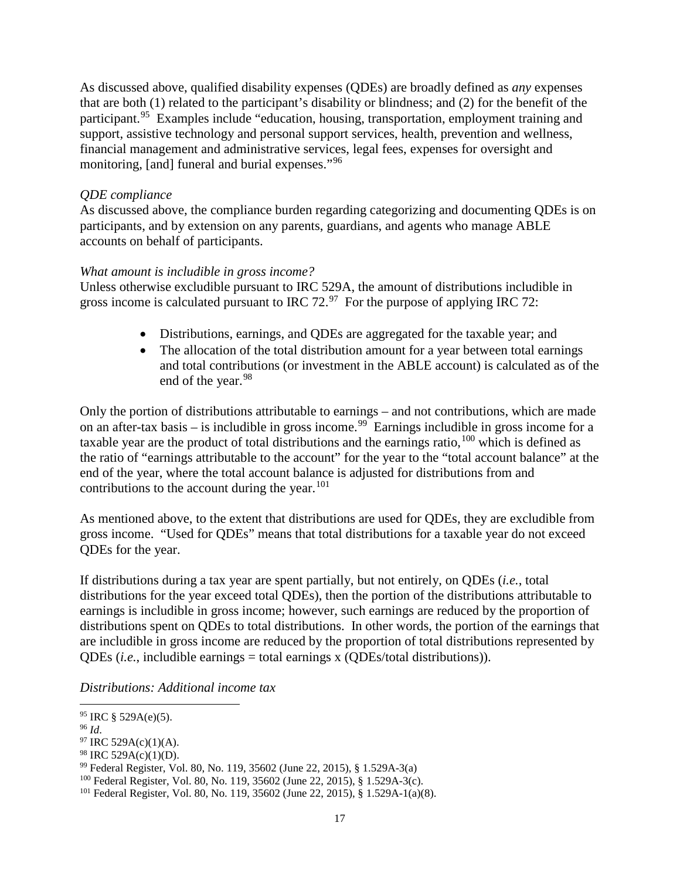As discussed above, qualified disability expenses (QDEs) are broadly defined as *any* expenses that are both (1) related to the participant's disability or blindness; and (2) for the benefit of the participant.[95] Examples include "education, housing, transportation, employment training and support, assistive technology and personal support services, health, prevention and wellness, financial management and administrative services, legal fees, expenses for oversight and monitoring, [and] funeral and burial expenses."[96]

*QDE compliance*

As discussed above, the compliance burden regarding categorizing and documenting QDEs is on participants, and by extension on any parents, guardians, and agents who manage ABLE accounts on behalf of participants.

*What amount is includible in gross income?*

Unless otherwise excludible pursuant to IRC 529A, the amount of distributions includible in gross income is calculated pursuant to IRC 72.[97] For the purpose of applying IRC 72:

- Distributions, earnings, and QDEs are aggregated for the taxable year; and
- The allocation of the total distribution amount for a year between total earnings and total contributions (or investment in the ABLE account) is calculated as of the end of the year.[98]

Only the portion of distributions attributable to earnings – and not contributions, which are made on an after-tax basis – is includible in gross income.[99] Earnings includible in gross income for a taxable year are the product of total distributions and the earnings ratio,[100] which is defined as the ratio of "earnings attributable to the account" for the year to the "total account balance" at the end of the year, where the total account balance is adjusted for distributions from and contributions to the account during the year.[101]

As mentioned above, to the extent that distributions are used for QDEs, they are excludible from gross income. "Used for QDEs" means that total distributions for a taxable year do not exceed QDEs for the year.

If distributions during a tax year are spent partially, but not entirely, on QDEs (*i.e.*, total distributions for the year exceed total QDEs), then the portion of the distributions attributable to earnings is includible in gross income; however, such earnings are reduced by the proportion of distributions spent on QDEs to total distributions. In other words, the portion of the earnings that are includible in gross income are reduced by the proportion of total distributions represented by QDEs (*i.e.*, includible earnings = total earnings x (QDEs/total distributions)).

*Distributions: Additional income tax*

---

[95] IRC § 529A(e)(5).

[96] *Id*.

[97] IRC 529A(c)(1)(A).

[98] IRC 529A(c)(1)(D).

[99] Federal Register, Vol. 80, No. 119, 35602 (June 22, 2015), § 1.529A-3(a)

[100] Federal Register, Vol. 80, No. 119, 35602 (June 22, 2015), § 1.529A-3(c).

[101] Federal Register, Vol. 80, No. 119, 35602 (June 22, 2015), § 1.529A-1(a)(8).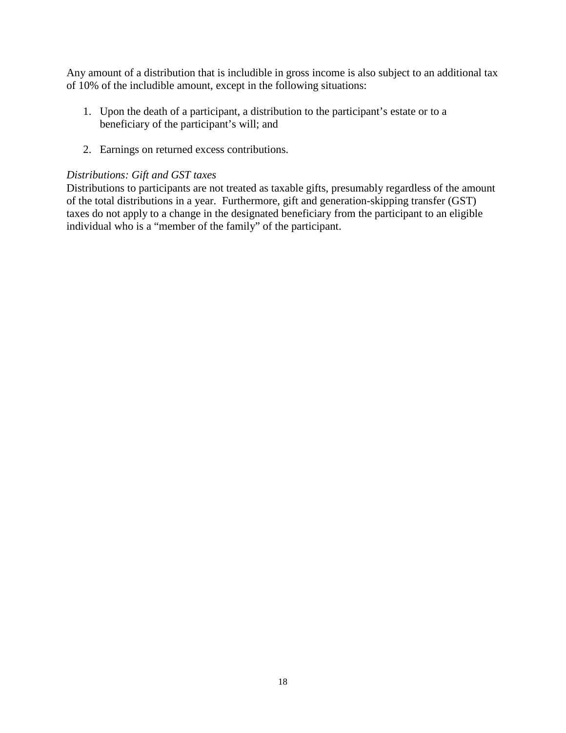Any amount of a distribution that is includible in gross income is also subject to an additional tax of 10% of the includible amount, except in the following situations:

1. Upon the death of a participant, a distribution to the participant's estate or to a beneficiary of the participant's will; and

2. Earnings on returned excess contributions.

*Distributions: Gift and GST taxes*

Distributions to participants are not treated as taxable gifts, presumably regardless of the amount of the total distributions in a year. Furthermore, gift and generation-skipping transfer (GST) taxes do not apply to a change in the designated beneficiary from the participant to an eligible individual who is a "member of the family" of the participant.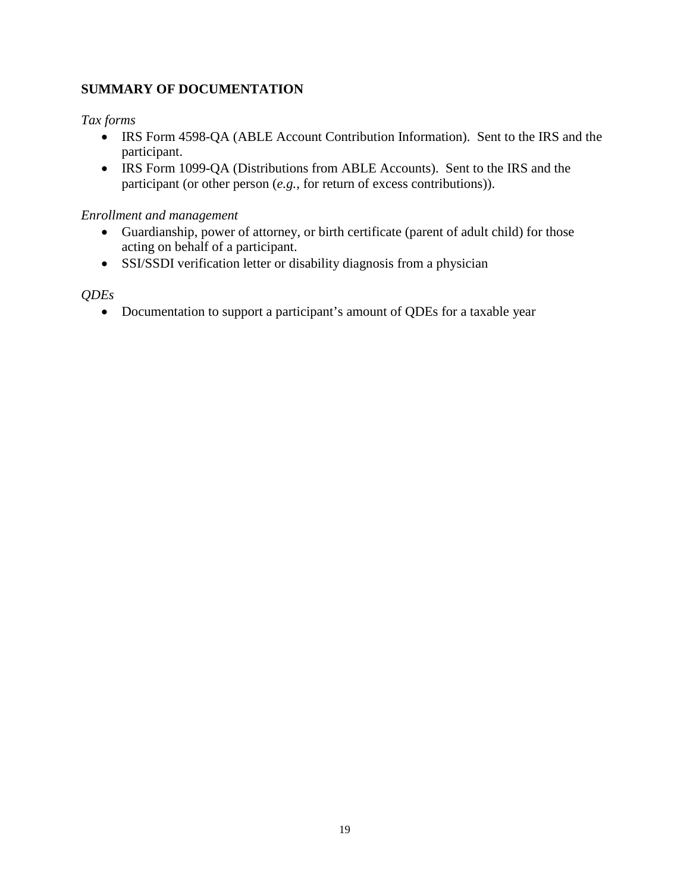## SUMMARY OF DOCUMENTATION

*Tax forms*

- IRS Form 4598-QA (ABLE Account Contribution Information). Sent to the IRS and the participant.
- IRS Form 1099-QA (Distributions from ABLE Accounts). Sent to the IRS and the participant (or other person (*e.g.*, for return of excess contributions)).

*Enrollment and management*

- Guardianship, power of attorney, or birth certificate (parent of adult child) for those acting on behalf of a participant.
- SSI/SSDI verification letter or disability diagnosis from a physician

*QDEs*

- Documentation to support a participant's amount of QDEs for a taxable year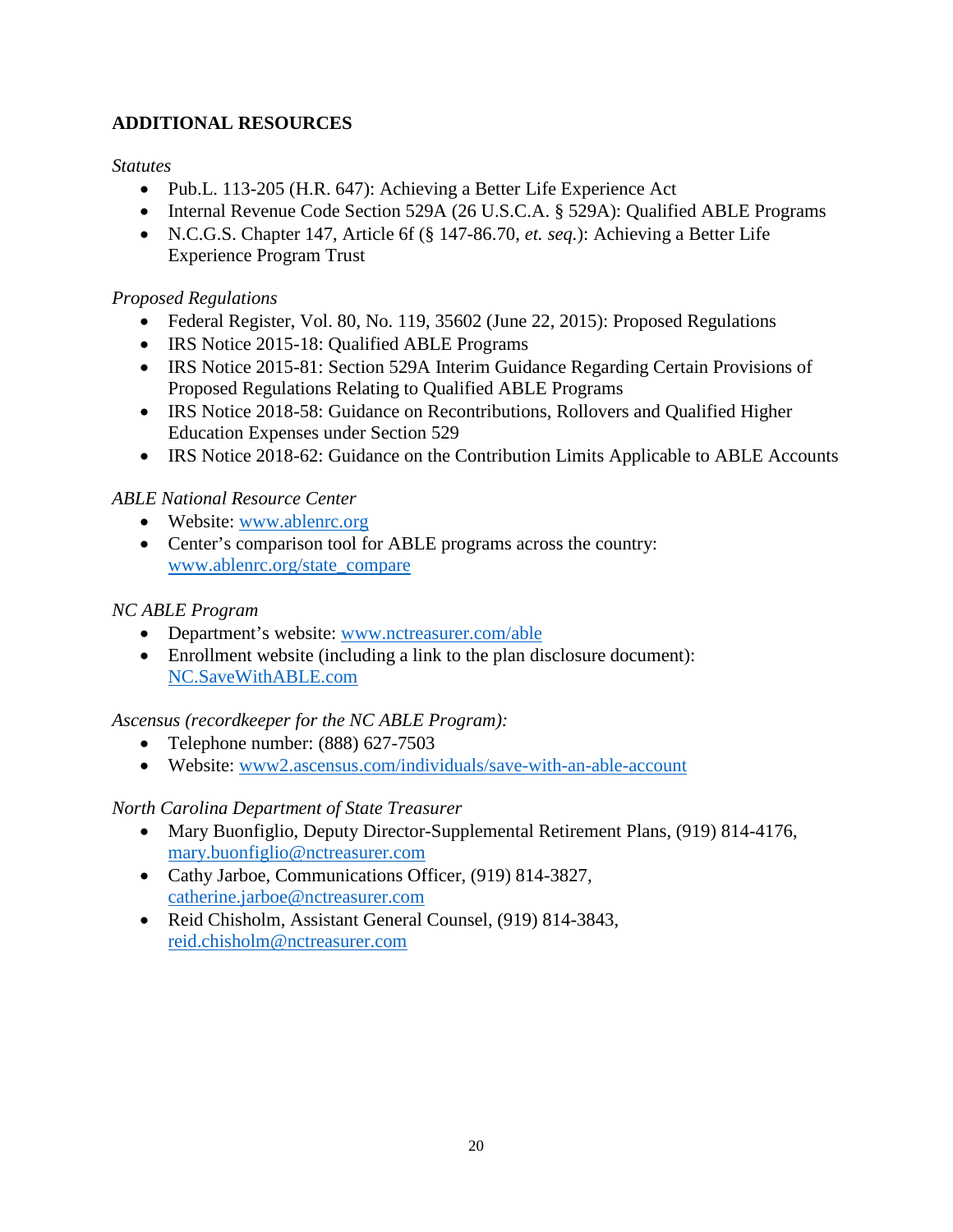## ADDITIONAL RESOURCES

*Statutes*

- Pub.L. 113-205 (H.R. 647): Achieving a Better Life Experience Act
- Internal Revenue Code Section 529A (26 U.S.C.A. § 529A): Qualified ABLE Programs
- N.C.G.S. Chapter 147, Article 6f (§ 147-86.70, *et. seq.*): Achieving a Better Life Experience Program Trust

*Proposed Regulations*

- Federal Register, Vol. 80, No. 119, 35602 (June 22, 2015): Proposed Regulations
- IRS Notice 2015-18: Qualified ABLE Programs
- IRS Notice 2015-81: Section 529A Interim Guidance Regarding Certain Provisions of Proposed Regulations Relating to Qualified ABLE Programs
- IRS Notice 2018-58: Guidance on Recontributions, Rollovers and Qualified Higher Education Expenses under Section 529
- IRS Notice 2018-62: Guidance on the Contribution Limits Applicable to ABLE Accounts

*ABLE National Resource Center*

- Website: www.ablenrc.org
- Center's comparison tool for ABLE programs across the country: www.ablenrc.org/state_compare

*NC ABLE Program*

- Department's website: www.nctreasurer.com/able
- Enrollment website (including a link to the plan disclosure document): NC.SaveWithABLE.com

*Ascensus (recordkeeper for the NC ABLE Program):*

- Telephone number: (888) 627-7503
- Website: www2.ascensus.com/individuals/save-with-an-able-account

*North Carolina Department of State Treasurer*

- Mary Buonfiglio, Deputy Director-Supplemental Retirement Plans, (919) 814-4176, mary.buonfiglio@nctreasurer.com
- Cathy Jarboe, Communications Officer, (919) 814-3827, catherine.jarboe@nctreasurer.com
- Reid Chisholm, Assistant General Counsel, (919) 814-3843, reid.chisholm@nctreasurer.com